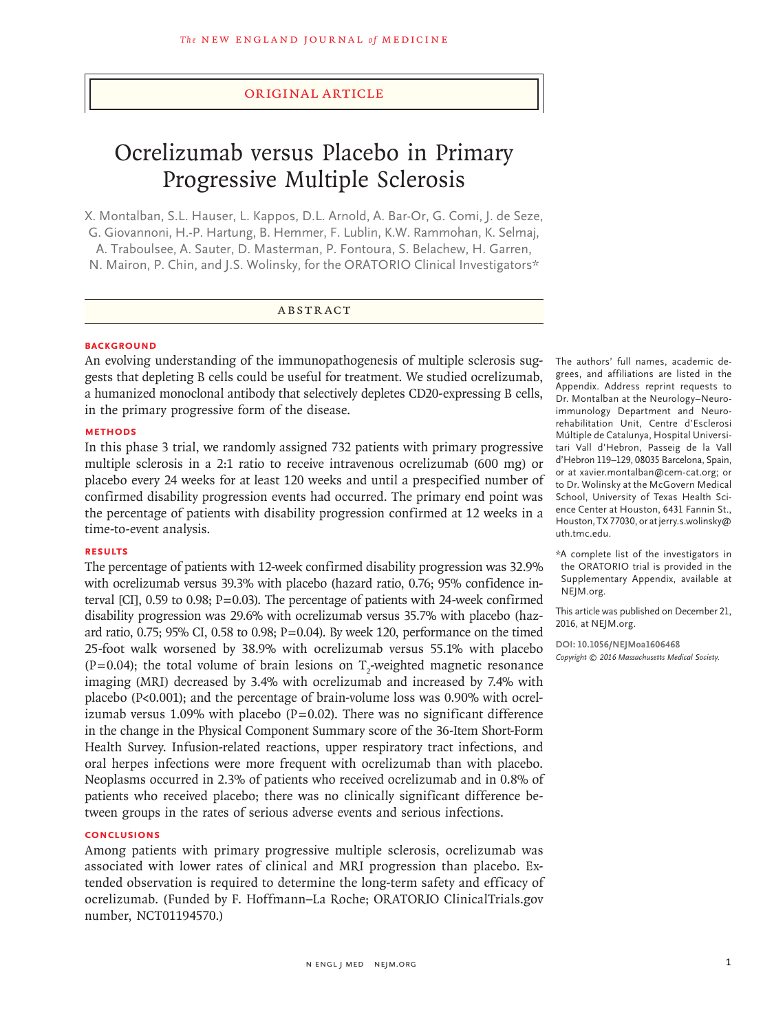ORIGINAL ARTICLE

# Ocrelizumab versus Placebo in Primary Progressive Multiple Sclerosis

X. Montalban, S.L. Hauser, L. Kappos, D.L. Arnold, A. Bar-Or, G. Comi, J. de Seze, G. Giovannoni, H.-P. Hartung, B. Hemmer, F. Lublin, K.W. Rammohan, K. Selmaj, A. Traboulsee, A. Sauter, D. Masterman, P. Fontoura, S. Belachew, H. Garren, N. Mairon, P. Chin, and J.S. Wolinsky, for the ORATORIO Clinical Investigators*

## ABSTRACT

### BACKGROUND

An evolving understanding of the immunopathogenesis of multiple sclerosis suggests that depleting B cells could be useful for treatment. We studied ocrelizumab, a humanized monoclonal antibody that selectively depletes CD20-expressing B cells, in the primary progressive form of the disease.

### METHODS

In this phase 3 trial, we randomly assigned 732 patients with primary progressive multiple sclerosis in a 2:1 ratio to receive intravenous ocrelizumab (600 mg) or placebo every 24 weeks for at least 120 weeks and until a prespecified number of confirmed disability progression events had occurred. The primary end point was the percentage of patients with disability progression confirmed at 12 weeks in a time-to-event analysis.

### RESULTS

The percentage of patients with 12-week confirmed disability progression was 32.9% with ocrelizumab versus 39.3% with placebo (hazard ratio, 0.76; 95% confidence interval [CI], 0.59 to 0.98; P=0.03). The percentage of patients with 24-week confirmed disability progression was 29.6% with ocrelizumab versus 35.7% with placebo (hazard ratio, 0.75; 95% CI, 0.58 to 0.98; P=0.04). By week 120, performance on the timed 25-foot walk worsened by 38.9% with ocrelizumab versus 55.1% with placebo (P=0.04); the total volume of brain lesions on $T_2$-weighted magnetic resonance imaging (MRI) decreased by 3.4% with ocrelizumab and increased by 7.4% with placebo (P<0.001); and the percentage of brain-volume loss was 0.90% with ocrelizumab versus 1.09% with placebo (P=0.02). There was no significant difference in the change in the Physical Component Summary score of the 36-Item Short-Form Health Survey. Infusion-related reactions, upper respiratory tract infections, and oral herpes infections were more frequent with ocrelizumab than with placebo. Neoplasms occurred in 2.3% of patients who received ocrelizumab and in 0.8% of patients who received placebo; there was no clinically significant difference between groups in the rates of serious adverse events and serious infections.

### CONCLUSIONS

Among patients with primary progressive multiple sclerosis, ocrelizumab was associated with lower rates of clinical and MRI progression than placebo. Extended observation is required to determine the long-term safety and efficacy of ocrelizumab. (Funded by F. Hoffmann–La Roche; ORATORIO ClinicalTrials.gov number, NCT01194570.)

The authors' full names, academic degrees, and affiliations are listed in the Appendix. Address reprint requests to Dr. Montalban at the Neurology–Neuroimmunology Department and Neurorehabilitation Unit, Centre d'Esclerosi Múltiple de Catalunya, Hospital Universitari Vall d'Hebron, Passeig de la Vall d'Hebron 119–129, 08035 Barcelona, Spain, or at xavier.montalban@cem-cat.org; or to Dr. Wolinsky at the McGovern Medical School, University of Texas Health Science Center at Houston, 6431 Fannin St., Houston, TX 77030, or at jerry.s.wolinsky@uth.tmc.edu.

*A complete list of the investigators in the ORATORIO trial is provided in the Supplementary Appendix, available at NEJM.org.

This article was published on December 21, 2016, at NEJM.org.

DOI: 10.1056/NEJMoa1606468

*Copyright © 2016 Massachusetts Medical Society.*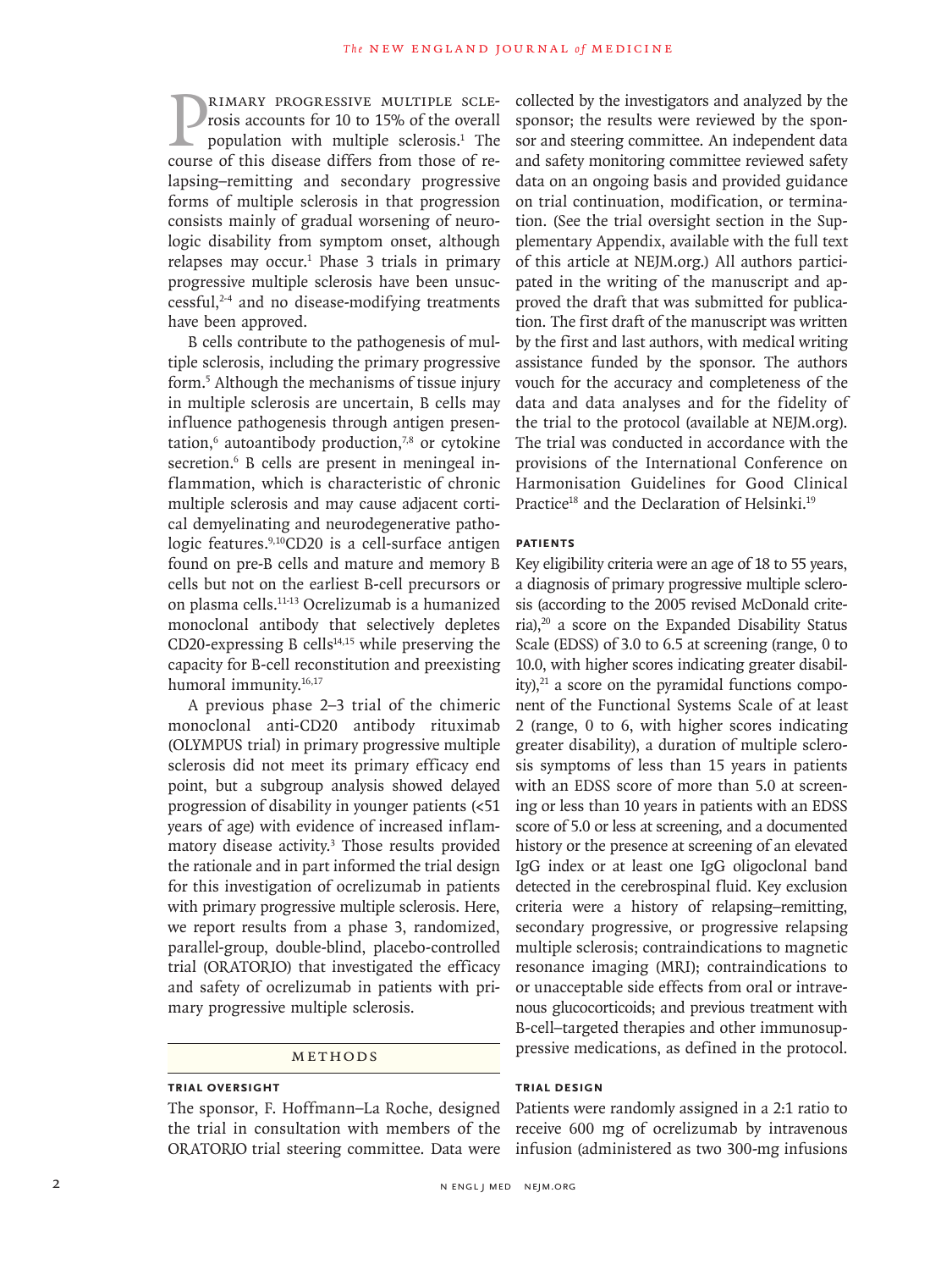Primary progressive multiple sclerosis accounts for 10 to 15% of the overall population with multiple sclerosis.[1] The course of this disease differs from those of relapsing–remitting and secondary progressive forms of multiple sclerosis in that progression consists mainly of gradual worsening of neurologic disability from symptom onset, although relapses may occur.[1] Phase 3 trials in primary progressive multiple sclerosis have been unsuccessful,[2-4] and no disease-modifying treatments have been approved.

B cells contribute to the pathogenesis of multiple sclerosis, including the primary progressive form.[5] Although the mechanisms of tissue injury in multiple sclerosis are uncertain, B cells may influence pathogenesis through antigen presentation,[6] autoantibody production,[7,8] or cytokine secretion.[6] B cells are present in meningeal inflammation, which is characteristic of chronic multiple sclerosis and may cause adjacent cortical demyelinating and neurodegenerative pathologic features.[9,10] CD20 is a cell-surface antigen found on pre-B cells and mature and memory B cells but not on the earliest B-cell precursors or on plasma cells.[11-13] Ocrelizumab is a humanized monoclonal antibody that selectively depletes CD20-expressing B cells[14,15] while preserving the capacity for B-cell reconstitution and preexisting humoral immunity.[16,17]

A previous phase 2–3 trial of the chimeric monoclonal anti-CD20 antibody rituximab (OLYMPUS trial) in primary progressive multiple sclerosis did not meet its primary efficacy end point, but a subgroup analysis showed delayed progression of disability in younger patients (<51 years of age) with evidence of increased inflammatory disease activity.[3] Those results provided the rationale and in part informed the trial design for this investigation of ocrelizumab in patients with primary progressive multiple sclerosis. Here, we report results from a phase 3, randomized, parallel-group, double-blind, placebo-controlled trial (ORATORIO) that investigated the efficacy and safety of ocrelizumab in patients with primary progressive multiple sclerosis.

## Methods

### Trial Oversight

The sponsor, F. Hoffmann–La Roche, designed the trial in consultation with members of the ORATORIO trial steering committee. Data were collected by the investigators and analyzed by the sponsor; the results were reviewed by the sponsor and steering committee. An independent data and safety monitoring committee reviewed safety data on an ongoing basis and provided guidance on trial continuation, modification, or termination. (See the trial oversight section in the Supplementary Appendix, available with the full text of this article at NEJM.org.) All authors participated in the writing of the manuscript and approved the draft that was submitted for publication. The first draft of the manuscript was written by the first and last authors, with medical writing assistance funded by the sponsor. The authors vouch for the accuracy and completeness of the data and data analyses and for the fidelity of the trial to the protocol (available at NEJM.org). The trial was conducted in accordance with the provisions of the International Conference on Harmonisation Guidelines for Good Clinical Practice[18] and the Declaration of Helsinki.[19]

### Patients

Key eligibility criteria were an age of 18 to 55 years, a diagnosis of primary progressive multiple sclerosis (according to the 2005 revised McDonald criteria),[20] a score on the Expanded Disability Status Scale (EDSS) of 3.0 to 6.5 at screening (range, 0 to 10.0, with higher scores indicating greater disability),[21] a score on the pyramidal functions component of the Functional Systems Scale of at least 2 (range, 0 to 6, with higher scores indicating greater disability), a duration of multiple sclerosis symptoms of less than 15 years in patients with an EDSS score of more than 5.0 at screening or less than 10 years in patients with an EDSS score of 5.0 or less at screening, and a documented history or the presence at screening of an elevated IgG index or at least one IgG oligoclonal band detected in the cerebrospinal fluid. Key exclusion criteria were a history of relapsing–remitting, secondary progressive, or progressive relapsing multiple sclerosis; contraindications to magnetic resonance imaging (MRI); contraindications to or unacceptable side effects from oral or intravenous glucocorticoids; and previous treatment with B-cell–targeted therapies and other immunosuppressive medications, as defined in the protocol.

### Trial Design

Patients were randomly assigned in a 2:1 ratio to receive 600 mg of ocrelizumab by intravenous infusion (administered as two 300-mg infusions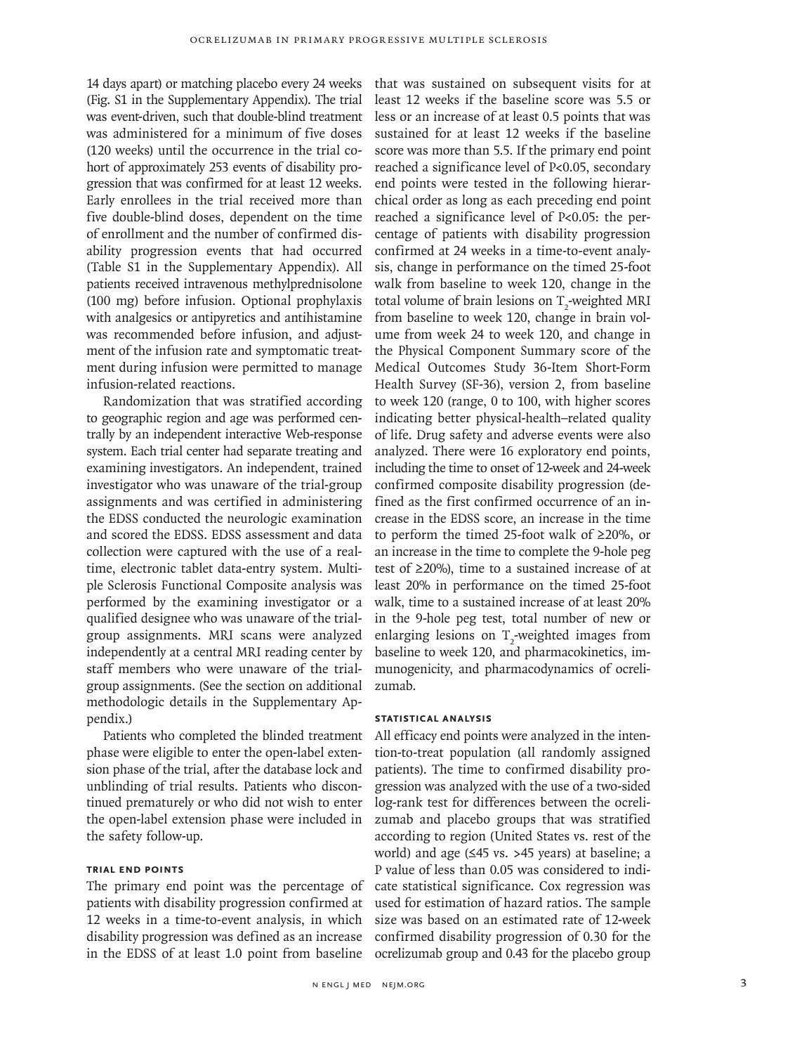14 days apart) or matching placebo every 24 weeks (Fig. S1 in the Supplementary Appendix). The trial was event-driven, such that double-blind treatment was administered for a minimum of five doses (120 weeks) until the occurrence in the trial cohort of approximately 253 events of disability progression that was confirmed for at least 12 weeks. Early enrollees in the trial received more than five double-blind doses, dependent on the time of enrollment and the number of confirmed disability progression events that had occurred (Table S1 in the Supplementary Appendix). All patients received intravenous methylprednisolone (100 mg) before infusion. Optional prophylaxis with analgesics or antipyretics and antihistamine was recommended before infusion, and adjustment of the infusion rate and symptomatic treatment during infusion were permitted to manage infusion-related reactions.

Randomization that was stratified according to geographic region and age was performed centrally by an independent interactive Web-response system. Each trial center had separate treating and examining investigators. An independent, trained investigator who was unaware of the trial-group assignments and was certified in administering the EDSS conducted the neurologic examination and scored the EDSS. EDSS assessment and data collection were captured with the use of a real-time, electronic tablet data-entry system. Multiple Sclerosis Functional Composite analysis was performed by the examining investigator or a qualified designee who was unaware of the trial-group assignments. MRI scans were analyzed independently at a central MRI reading center by staff members who were unaware of the trial-group assignments. (See the section on additional methodologic details in the Supplementary Appendix.)

Patients who completed the blinded treatment phase were eligible to enter the open-label extension phase of the trial, after the database lock and unblinding of trial results. Patients who discontinued prematurely or who did not wish to enter the open-label extension phase were included in the safety follow-up.

### TRIAL END POINTS

The primary end point was the percentage of patients with disability progression confirmed at 12 weeks in a time-to-event analysis, in which disability progression was defined as an increase in the EDSS of at least 1.0 point from baseline that was sustained on subsequent visits for at least 12 weeks if the baseline score was 5.5 or less or an increase of at least 0.5 points that was sustained for at least 12 weeks if the baseline score was more than 5.5. If the primary end point reached a significance level of $P<0.05$, secondary end points were tested in the following hierarchical order as long as each preceding end point reached a significance level of $P<0.05$: the percentage of patients with disability progression confirmed at 24 weeks in a time-to-event analysis, change in performance on the timed 25-foot walk from baseline to week 120, change in the total volume of brain lesions on $T_2$-weighted MRI from baseline to week 120, change in brain volume from week 24 to week 120, and change in the Physical Component Summary score of the Medical Outcomes Study 36-Item Short-Form Health Survey (SF-36), version 2, from baseline to week 120 (range, 0 to 100, with higher scores indicating better physical-health–related quality of life. Drug safety and adverse events were also analyzed. There were 16 exploratory end points, including the time to onset of 12-week and 24-week confirmed composite disability progression (defined as the first confirmed occurrence of an increase in the EDSS score, an increase in the time to perform the timed 25-foot walk of ≥20%, or an increase in the time to complete the 9-hole peg test of ≥20%), time to a sustained increase of at least 20% in performance on the timed 25-foot walk, time to a sustained increase of at least 20% in the 9-hole peg test, total number of new or enlarging lesions on $T_2$-weighted images from baseline to week 120, and pharmacokinetics, immunogenicity, and pharmacodynamics of ocrelizumab.

### STATISTICAL ANALYSIS

All efficacy end points were analyzed in the intention-to-treat population (all randomly assigned patients). The time to confirmed disability progression was analyzed with the use of a two-sided log-rank test for differences between the ocrelizumab and placebo groups that was stratified according to region (United States vs. rest of the world) and age (≤45 vs. >45 years) at baseline; a P value of less than 0.05 was considered to indicate statistical significance. Cox regression was used for estimation of hazard ratios. The sample size was based on an estimated rate of 12-week confirmed disability progression of 0.30 for the ocrelizumab group and 0.43 for the placebo group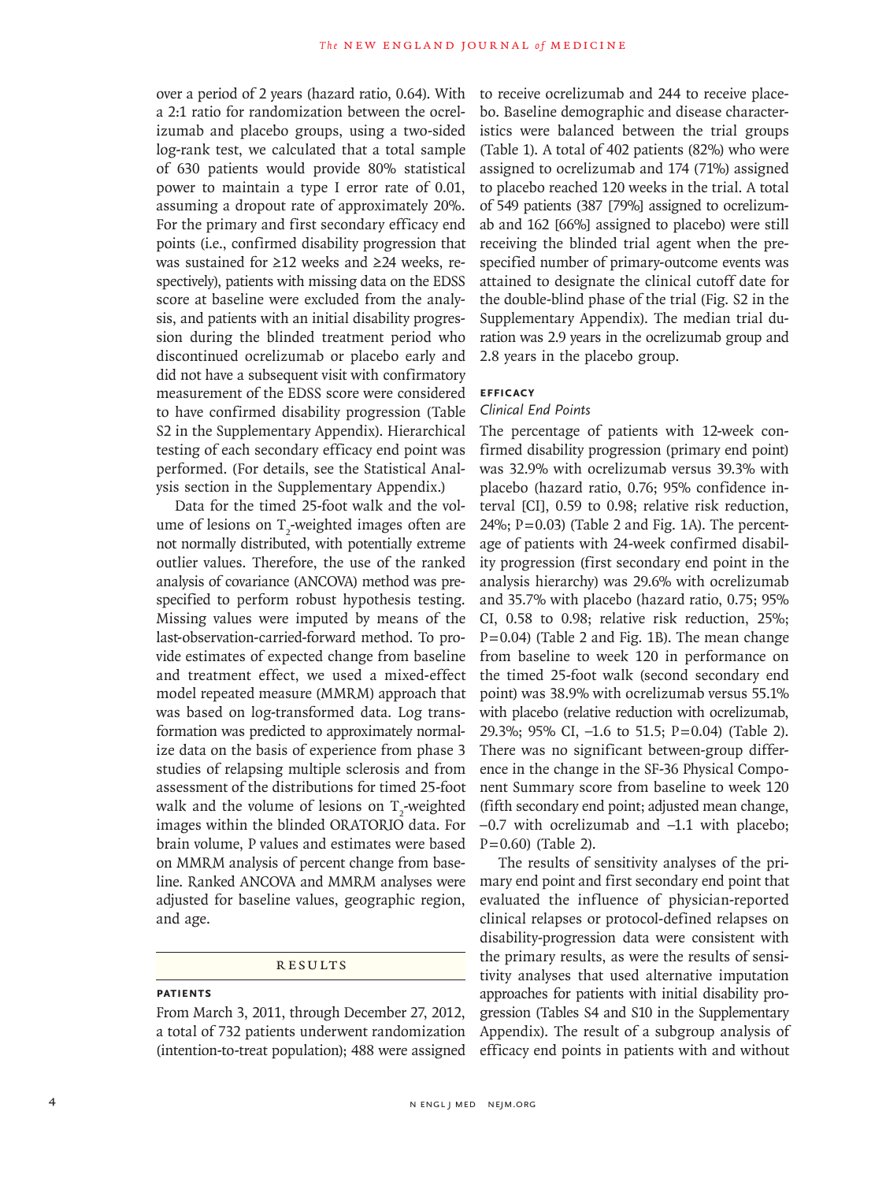over a period of 2 years (hazard ratio, 0.64). With a 2:1 ratio for randomization between the ocrelizumab and placebo groups, using a two-sided log-rank test, we calculated that a total sample of 630 patients would provide 80% statistical power to maintain a type I error rate of 0.01, assuming a dropout rate of approximately 20%. For the primary and first secondary efficacy end points (i.e., confirmed disability progression that was sustained for ≥12 weeks and ≥24 weeks, respectively), patients with missing data on the EDSS score at baseline were excluded from the analysis, and patients with an initial disability progression during the blinded treatment period who discontinued ocrelizumab or placebo early and did not have a subsequent visit with confirmatory measurement of the EDSS score were considered to have confirmed disability progression (Table S2 in the Supplementary Appendix). Hierarchical testing of each secondary efficacy end point was performed. (For details, see the Statistical Analysis section in the Supplementary Appendix.)

Data for the timed 25-foot walk and the volume of lesions on $T_2$-weighted images often are not normally distributed, with potentially extreme outlier values. Therefore, the use of the ranked analysis of covariance (ANCOVA) method was prespecified to perform robust hypothesis testing. Missing values were imputed by means of the last-observation-carried-forward method. To provide estimates of expected change from baseline and treatment effect, we used a mixed-effect model repeated measure (MMRM) approach that was based on log-transformed data. Log transformation was predicted to approximately normalize data on the basis of experience from phase 3 studies of relapsing multiple sclerosis and from assessment of the distributions for timed 25-foot walk and the volume of lesions on $T_2$-weighted images within the blinded ORATORIO data. For brain volume, P values and estimates were based on MMRM analysis of percent change from baseline. Ranked ANCOVA and MMRM analyses were adjusted for baseline values, geographic region, and age.

## RESULTS

### PATIENTS

From March 3, 2011, through December 27, 2012, a total of 732 patients underwent randomization (intention-to-treat population); 488 were assigned to receive ocrelizumab and 244 to receive placebo. Baseline demographic and disease characteristics were balanced between the trial groups (Table 1). A total of 402 patients (82%) who were assigned to ocrelizumab and 174 (71%) assigned to placebo reached 120 weeks in the trial. A total of 549 patients (387 [79%] assigned to ocrelizumab and 162 [66%] assigned to placebo) were still receiving the blinded trial agent when the prespecified number of primary-outcome events was attained to designate the clinical cutoff date for the double-blind phase of the trial (Fig. S2 in the Supplementary Appendix). The median trial duration was 2.9 years in the ocrelizumab group and 2.8 years in the placebo group.

### EFFICACY

#### *Clinical End Points*

The percentage of patients with 12-week confirmed disability progression (primary end point) was 32.9% with ocrelizumab versus 39.3% with placebo (hazard ratio, 0.76; 95% confidence interval [CI], 0.59 to 0.98; relative risk reduction, 24%; P=0.03) (Table 2 and Fig. 1A). The percentage of patients with 24-week confirmed disability progression (first secondary end point in the analysis hierarchy) was 29.6% with ocrelizumab and 35.7% with placebo (hazard ratio, 0.75; 95% CI, 0.58 to 0.98; relative risk reduction, 25%; P=0.04) (Table 2 and Fig. 1B). The mean change from baseline to week 120 in performance on the timed 25-foot walk (second secondary end point) was 38.9% with ocrelizumab versus 55.1% with placebo (relative reduction with ocrelizumab, 29.3%; 95% CI, −1.6 to 51.5; P=0.04) (Table 2). There was no significant between-group difference in the change in the SF-36 Physical Component Summary score from baseline to week 120 (fifth secondary end point; adjusted mean change, −0.7 with ocrelizumab and −1.1 with placebo; P=0.60) (Table 2).

The results of sensitivity analyses of the primary end point and first secondary end point that evaluated the influence of physician-reported clinical relapses or protocol-defined relapses on disability-progression data were consistent with the primary results, as were the results of sensitivity analyses that used alternative imputation approaches for patients with initial disability progression (Tables S4 and S10 in the Supplementary Appendix). The result of a subgroup analysis of efficacy end points in patients with and without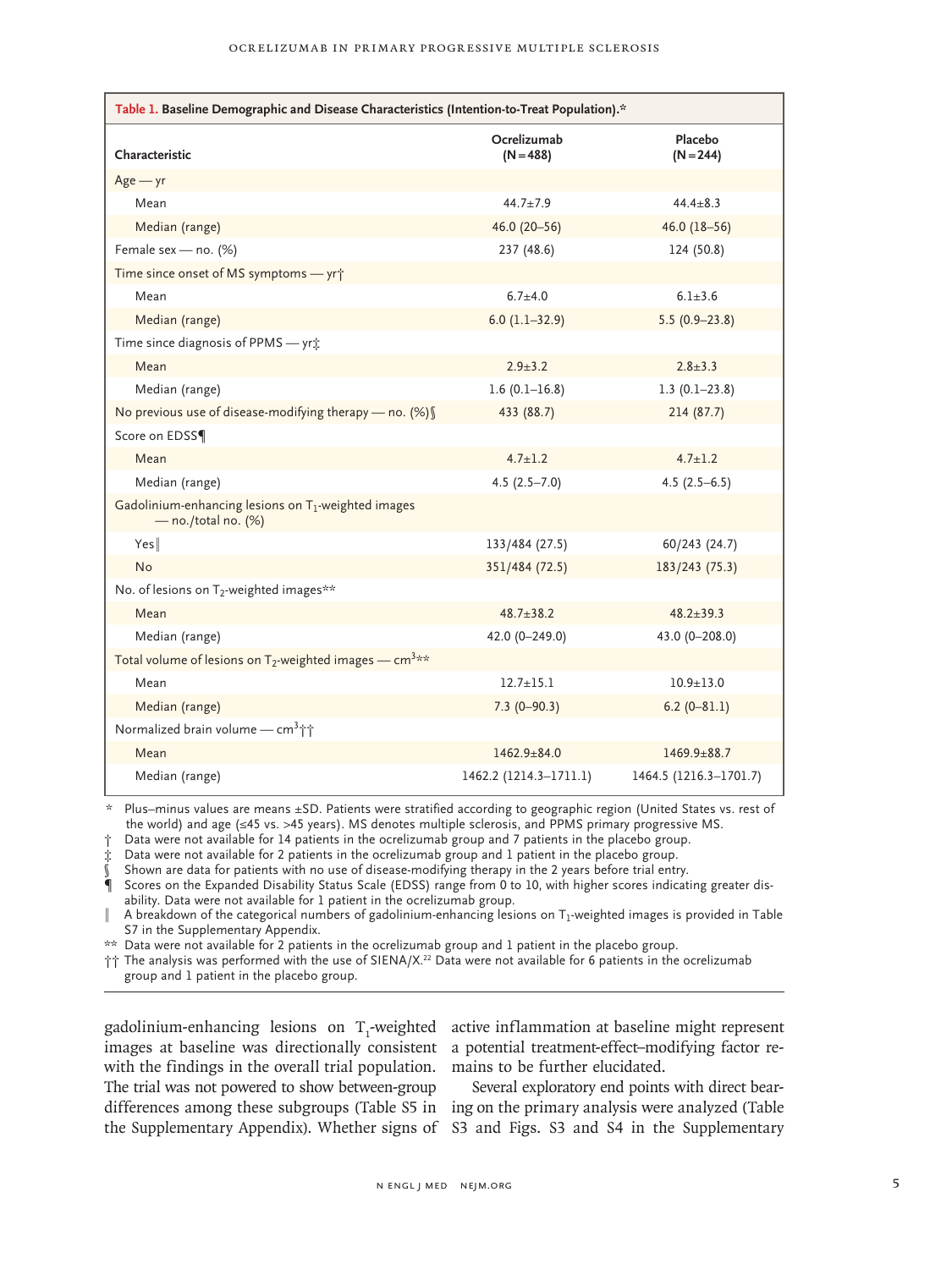**Table 1. Baseline Demographic and Disease Characteristics (Intention-to-Treat Population).***

| Characteristic | Ocrelizumab (N=488) | Placebo (N=244) |
|---|---|---|
| Age — yr | | |
| Mean | 44.7±7.9 | 44.4±8.3 |
| Median (range) | 46.0 (20–56) | 46.0 (18–56) |
| Female sex — no. (%) | 237 (48.6) | 124 (50.8) |
| Time since onset of MS symptoms — yr† | | |
| Mean | 6.7±4.0 | 6.1±3.6 |
| Median (range) | 6.0 (1.1–32.9) | 5.5 (0.9–23.8) |
| Time since diagnosis of PPMS — yr‡ | | |
| Mean | 2.9±3.2 | 2.8±3.3 |
| Median (range) | 1.6 (0.1–16.8) | 1.3 (0.1–23.8) |
| No previous use of disease-modifying therapy — no. (%)§ | 433 (88.7) | 214 (87.7) |
| Score on EDSS¶ | | |
| Mean | 4.7±1.2 | 4.7±1.2 |
| Median (range) | 4.5 (2.5–7.0) | 4.5 (2.5–6.5) |
| Gadolinium-enhancing lesions on $T_1$-weighted images — no./total no. (%) | | |
| Yes‖ | 133/484 (27.5) | 60/243 (24.7) |
| No | 351/484 (72.5) | 183/243 (75.3) |
| No. of lesions on $T_2$-weighted images** | | |
| Mean | 48.7±38.2 | 48.2±39.3 |
| Median (range) | 42.0 (0–249.0) | 43.0 (0–208.0) |
| Total volume of lesions on $T_2$-weighted images — $cm^3$** | | |
| Mean | 12.7±15.1 | 10.9±13.0 |
| Median (range) | 7.3 (0–90.3) | 6.2 (0–81.1) |
| Normalized brain volume — $cm^3$†† | | |
| Mean | 1462.9±84.0 | 1469.9±88.7 |
| Median (range) | 1462.2 (1214.3–1711.1) | 1464.5 (1216.3–1701.7) |

\* Plus–minus values are means ±SD. Patients were stratified according to geographic region (United States vs. rest of the world) and age (≤45 vs. >45 years). MS denotes multiple sclerosis, and PPMS primary progressive MS.

† Data were not available for 14 patients in the ocrelizumab group and 7 patients in the placebo group.

‡ Data were not available for 2 patients in the ocrelizumab group and 1 patient in the placebo group.

§ Shown are data for patients with no use of disease-modifying therapy in the 2 years before trial entry.

¶ Scores on the Expanded Disability Status Scale (EDSS) range from 0 to 10, with higher scores indicating greater disability. Data were not available for 1 patient in the ocrelizumab group.

‖ A breakdown of the categorical numbers of gadolinium-enhancing lesions on $T_1$-weighted images is provided in Table S7 in the Supplementary Appendix.

** Data were not available for 2 patients in the ocrelizumab group and 1 patient in the placebo group.

†† The analysis was performed with the use of SIENA/X.[22] Data were not available for 6 patients in the ocrelizumab group and 1 patient in the placebo group.

gadolinium-enhancing lesions on $T_1$-weighted images at baseline was directionally consistent with the findings in the overall trial population. The trial was not powered to show between-group differences among these subgroups (Table S5 in the Supplementary Appendix). Whether signs of active inflammation at baseline might represent a potential treatment-effect–modifying factor remains to be further elucidated.

Several exploratory end points with direct bearing on the primary analysis were analyzed (Table S3 and Figs. S3 and S4 in the Supplementary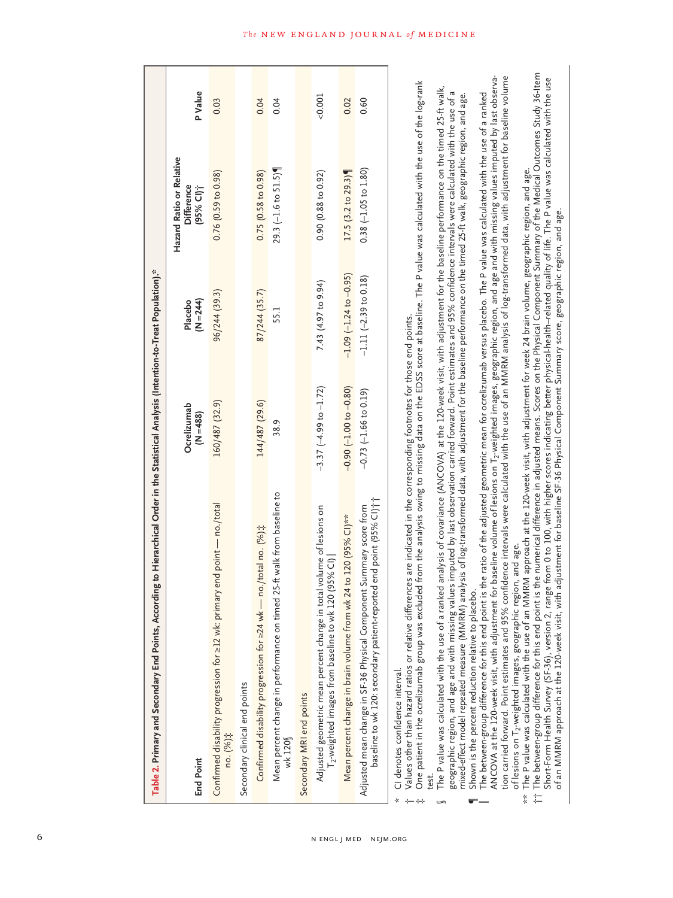**Table 2. Primary and Secondary End Points, According to Hierarchical Order in the Statistical Analysis (Intention-to-Treat Population).***

| End Point | Ocrelizumab (N=488) | Placebo (N=244) | Hazard Ratio or Relative Difference (95% CI)† | P Value |
|---|---|---|---|---|
| Confirmed disability progression for ≥12 wk: primary end point — no./total no. (%)‡ | 160/487 (32.9) | 96/244 (39.3) | 0.76 (0.59 to 0.98) | 0.03 |
| Secondary clinical end points | | | | |
| Confirmed disability progression for ≥24 wk — no./total no. (%)‡ | 144/487 (29.6) | 87/244 (35.7) | 0.75 (0.58 to 0.98) | 0.04 |
| Mean percent change in performance on timed 25-ft walk from baseline to wk 120§ | 38.9 | 55.1 | 29.3 (−1.6 to 51.5)¶ | 0.04 |
| Secondary MRI end points | | | | |
| Adjusted geometric mean percent change in total volume of lesions on $T_2$-weighted images from baseline to wk 120 (95% CI)‖ | −3.37 (−4.99 to −1.72) | 7.43 (4.97 to 9.94) | 0.90 (0.88 to 0.92) | <0.001 |
| Mean percent change in brain volume from wk 24 to 120 (95% CI)** | −0.90 (−1.00 to −0.80) | −1.09 (−1.24 to −0.95) | 17.5 (3.2 to 29.3)¶ | 0.02 |
| Adjusted mean change in SF-36 Physical Component Summary score from baseline to wk 120: secondary patient-reported end point (95% CI)†† | −0.73 (−1.66 to 0.19) | −1.11 (−2.39 to 0.18) | 0.38 (−1.05 to 1.80) | 0.60 |

\* CI denotes confidence interval.

† Values other than hazard ratios or relative differences are indicated in the corresponding footnotes for those end points.

‡ One patient in the ocrelizumab group was excluded from the analysis owing to missing data on the EDSS score at baseline. The P value was calculated with the use of the log-rank test.

§ The P value was calculated with the use of a ranked analysis of covariance (ANCOVA) at the 120-week visit, with adjustment for the baseline performance on the timed 25-ft walk, geographic region, and age and with missing values imputed by last observation carried forward. Point estimates and 95% confidence intervals were calculated with the use of a mixed-effect model repeated measure (MMRM) analysis of log-transformed data, with adjustment for the baseline performance on the timed 25-ft walk, geographic region, and age.

¶ Shown is the percent reduction relative to placebo.

‖ The between-group difference for this end point is the ratio of the adjusted geometric mean for ocrelizumab versus placebo. The P value was calculated with the use of a ranked ANCOVA at the 120-week visit, with adjustment for baseline volume of lesions on $T_2$-weighted images, geographic region, and age and with missing values imputed by last observation carried forward. Point estimates and 95% confidence intervals were calculated with the use of an MMRM analysis of log-transformed data, with adjustment for baseline volume of lesions on $T_2$-weighted images, geographic region, and age.

\*\* The P value was calculated with the use of an MMRM approach at the 120-week visit, with adjustment for week 24 brain volume, geographic region, and age.

†† The between-group difference for this end point is the numerical difference in adjusted means. Scores on the Physical Component Summary of the Medical Outcomes Study 36-Item Short-Form Health Survey (SF-36), version 2, range from 0 to 100, with higher scores indicating better physical-health–related quality of life. The P value was calculated with the use of an MMRM approach at the 120-week visit, with adjustment for baseline SF-36 Physical Component Summary score, geographic region, and age.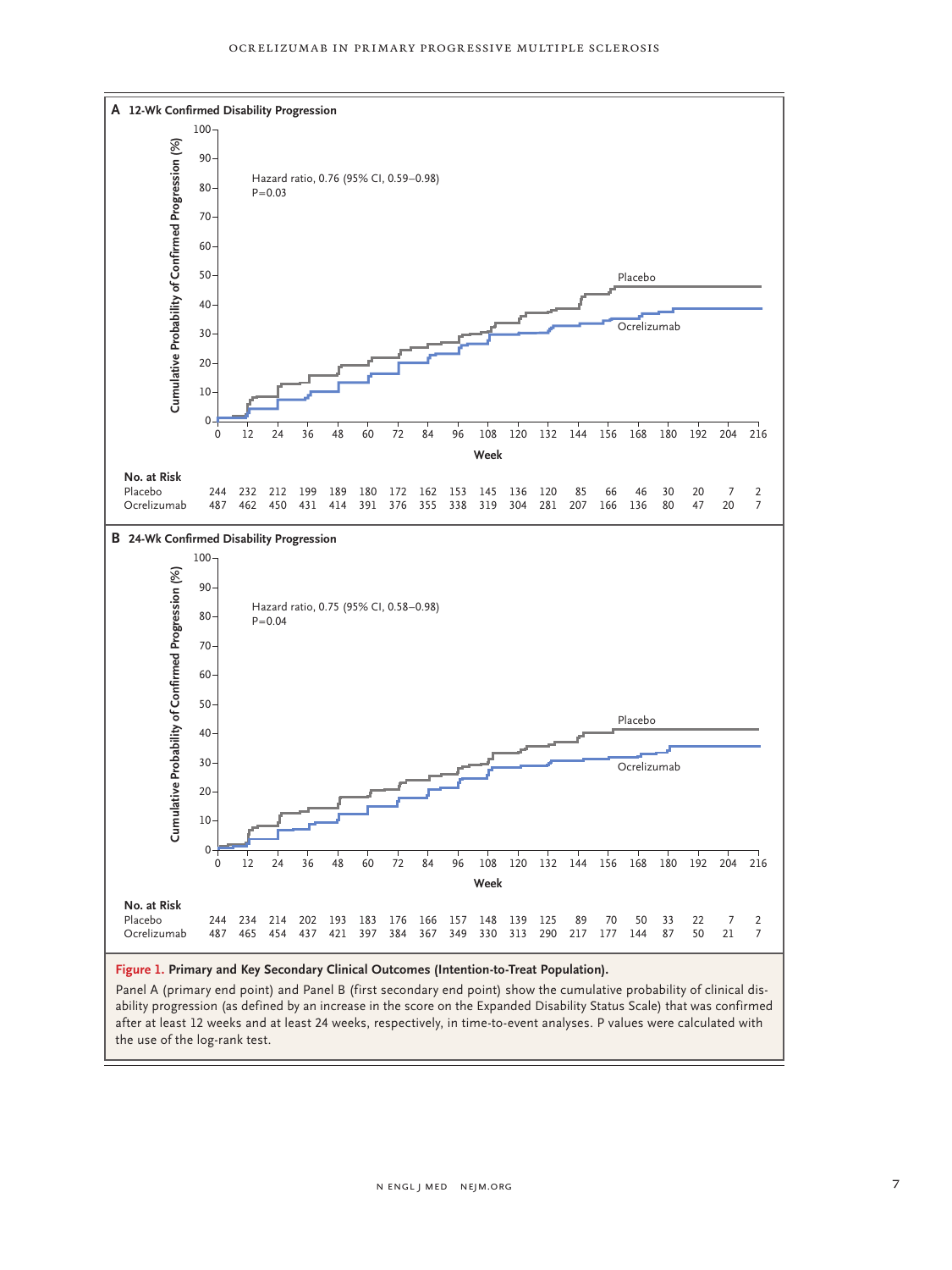**A 12-Wk Confirmed Disability Progression**

Hazard ratio, 0.76 (95% CI, 0.59–0.98)
P=0.03

No. at Risk

| Week | 0 | 12 | 24 | 36 | 48 | 60 | 72 | 84 | 96 | 108 | 120 | 132 | 144 | 156 | 168 | 180 | 192 | 204 | 216 |
|---|---|---|---|---|---|---|---|---|---|---|---|---|---|---|---|---|---|---|---|
| Placebo | 244 | 232 | 212 | 199 | 189 | 180 | 172 | 162 | 153 | 145 | 136 | 120 | 85 | 66 | 46 | 30 | 20 | 7 | 2 |
| Ocrelizumab | 487 | 462 | 450 | 431 | 414 | 391 | 376 | 355 | 338 | 319 | 304 | 281 | 207 | 166 | 136 | 80 | 47 | 20 | 7 |

**B 24-Wk Confirmed Disability Progression**

Hazard ratio, 0.75 (95% CI, 0.58–0.98)
P=0.04

No. at Risk

| Week | 0 | 12 | 24 | 36 | 48 | 60 | 72 | 84 | 96 | 108 | 120 | 132 | 144 | 156 | 168 | 180 | 192 | 204 | 216 |
|---|---|---|---|---|---|---|---|---|---|---|---|---|---|---|---|---|---|---|---|
| Placebo | 244 | 234 | 214 | 202 | 193 | 183 | 176 | 166 | 157 | 148 | 139 | 125 | 89 | 70 | 50 | 33 | 22 | 7 | 2 |
| Ocrelizumab | 487 | 465 | 454 | 437 | 421 | 397 | 384 | 367 | 349 | 330 | 313 | 290 | 217 | 177 | 144 | 87 | 50 | 21 | 7 |

**Figure 1. Primary and Key Secondary Clinical Outcomes (Intention-to-Treat Population).**

Panel A (primary end point) and Panel B (first secondary end point) show the cumulative probability of clinical disability progression (as defined by an increase in the score on the Expanded Disability Status Scale) that was confirmed after at least 12 weeks and at least 24 weeks, respectively, in time-to-event analyses. P values were calculated with the use of the log-rank test.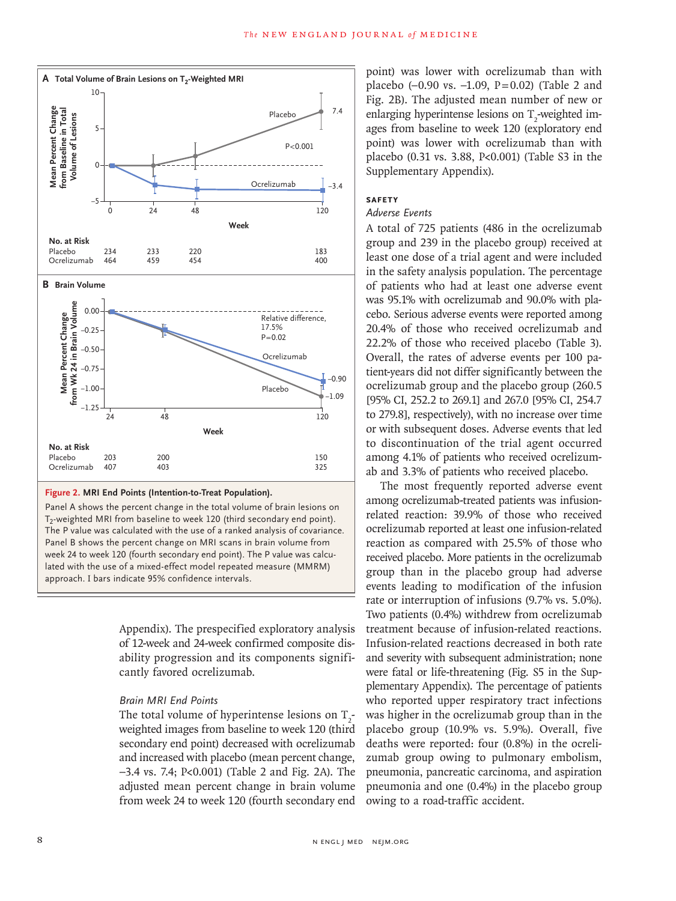**Figure 2. MRI End Points (Intention-to-Treat Population).**

Panel A shows the percent change in the total volume of brain lesions on $T_2$-weighted MRI from baseline to week 120 (third secondary end point). The P value was calculated with the use of a ranked analysis of covariance. Panel B shows the percent change on MRI scans in brain volume from week 24 to week 120 (fourth secondary end point). The P value was calculated with the use of a mixed-effect model repeated measure (MMRM) approach. I bars indicate 95% confidence intervals.

Appendix). The prespecified exploratory analysis of 12-week and 24-week confirmed composite disability progression and its components significantly favored ocrelizumab.

### *Brain MRI End Points*

The total volume of hyperintense lesions on $T_2$-weighted images from baseline to week 120 (third secondary end point) decreased with ocrelizumab and increased with placebo (mean percent change, −3.4 vs. 7.4; P<0.001) (Table 2 and Fig. 2A). The adjusted mean percent change in brain volume from week 24 to week 120 (fourth secondary end point) was lower with ocrelizumab than with placebo (−0.90 vs. −1.09, P=0.02) (Table 2 and Fig. 2B). The adjusted mean number of new or enlarging hyperintense lesions on $T_2$-weighted images from baseline to week 120 (exploratory end point) was lower with ocrelizumab than with placebo (0.31 vs. 3.88, P<0.001) (Table S3 in the Supplementary Appendix).

## SAFETY

### *Adverse Events*

A total of 725 patients (486 in the ocrelizumab group and 239 in the placebo group) received at least one dose of a trial agent and were included in the safety analysis population. The percentage of patients who had at least one adverse event was 95.1% with ocrelizumab and 90.0% with placebo. Serious adverse events were reported among 20.4% of those who received ocrelizumab and 22.2% of those who received placebo (Table 3). Overall, the rates of adverse events per 100 patient-years did not differ significantly between the ocrelizumab group and the placebo group (260.5 [95% CI, 252.2 to 269.1] and 267.0 [95% CI, 254.7 to 279.8], respectively), with no increase over time or with subsequent doses. Adverse events that led to discontinuation of the trial agent occurred among 4.1% of patients who received ocrelizumab and 3.3% of patients who received placebo.

The most frequently reported adverse event among ocrelizumab-treated patients was infusion-related reaction: 39.9% of those who received ocrelizumab reported at least one infusion-related reaction as compared with 25.5% of those who received placebo. More patients in the ocrelizumab group than in the placebo group had adverse events leading to modification of the infusion rate or interruption of infusions (9.7% vs. 5.0%). Two patients (0.4%) withdrew from ocrelizumab treatment because of infusion-related reactions. Infusion-related reactions decreased in both rate and severity with subsequent administration; none were fatal or life-threatening (Fig. S5 in the Supplementary Appendix). The percentage of patients who reported upper respiratory tract infections was higher in the ocrelizumab group than in the placebo group (10.9% vs. 5.9%). Overall, five deaths were reported: four (0.8%) in the ocrelizumab group owing to pulmonary embolism, pneumonia, pancreatic carcinoma, and aspiration pneumonia and one (0.4%) in the placebo group owing to a road-traffic accident.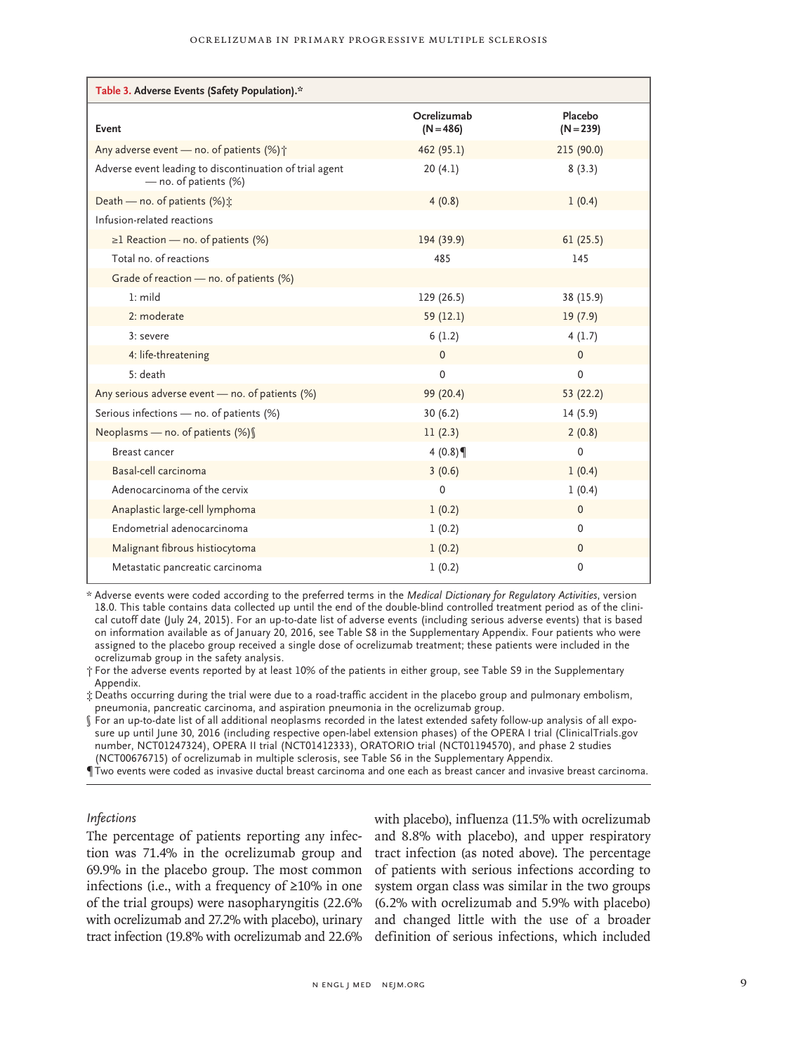**Table 3. Adverse Events (Safety Population).***

| Event | Ocrelizumab (N=486) | Placebo (N=239) |
|---|---|---|
| Any adverse event — no. of patients (%)† | 462 (95.1) | 215 (90.0) |
| Adverse event leading to discontinuation of trial agent — no. of patients (%) | 20 (4.1) | 8 (3.3) |
| Death — no. of patients (%)‡ | 4 (0.8) | 1 (0.4) |
| Infusion-related reactions | | |
| ≥1 Reaction — no. of patients (%) | 194 (39.9) | 61 (25.5) |
| Total no. of reactions | 485 | 145 |
| Grade of reaction — no. of patients (%) | | |
| 1: mild | 129 (26.5) | 38 (15.9) |
| 2: moderate | 59 (12.1) | 19 (7.9) |
| 3: severe | 6 (1.2) | 4 (1.7) |
| 4: life-threatening | 0 | 0 |
| 5: death | 0 | 0 |
| Any serious adverse event — no. of patients (%) | 99 (20.4) | 53 (22.2) |
| Serious infections — no. of patients (%) | 30 (6.2) | 14 (5.9) |
| Neoplasms — no. of patients (%)§ | 11 (2.3) | 2 (0.8) |
| Breast cancer | 4 (0.8)¶ | 0 |
| Basal-cell carcinoma | 3 (0.6) | 1 (0.4) |
| Adenocarcinoma of the cervix | 0 | 1 (0.4) |
| Anaplastic large-cell lymphoma | 1 (0.2) | 0 |
| Endometrial adenocarcinoma | 1 (0.2) | 0 |
| Malignant fibrous histiocytoma | 1 (0.2) | 0 |
| Metastatic pancreatic carcinoma | 1 (0.2) | 0 |

\* Adverse events were coded according to the preferred terms in the *Medical Dictionary for Regulatory Activities*, version 18.0. This table contains data collected up until the end of the double-blind controlled treatment period as of the clinical cutoff date (July 24, 2015). For an up-to-date list of adverse events (including serious adverse events) that is based on information available as of January 20, 2016, see Table S8 in the Supplementary Appendix. Four patients who were assigned to the placebo group received a single dose of ocrelizumab treatment; these patients were included in the ocrelizumab group in the safety analysis.

† For the adverse events reported by at least 10% of the patients in either group, see Table S9 in the Supplementary Appendix.

‡ Deaths occurring during the trial were due to a road-traffic accident in the placebo group and pulmonary embolism, pneumonia, pancreatic carcinoma, and aspiration pneumonia in the ocrelizumab group.

§ For an up-to-date list of all additional neoplasms recorded in the latest extended safety follow-up analysis of all exposure up until June 30, 2016 (including respective open-label extension phases) of the OPERA I trial (ClinicalTrials.gov number, NCT01247324), OPERA II trial (NCT01412333), ORATORIO trial (NCT01194570), and phase 2 studies (NCT00676715) of ocrelizumab in multiple sclerosis, see Table S6 in the Supplementary Appendix.

¶ Two events were coded as invasive ductal breast carcinoma and one each as breast cancer and invasive breast carcinoma.

### *Infections*

The percentage of patients reporting any infection was 71.4% in the ocrelizumab group and 69.9% in the placebo group. The most common infections (i.e., with a frequency of ≥10% in one of the trial groups) were nasopharyngitis (22.6% with ocrelizumab and 27.2% with placebo), urinary tract infection (19.8% with ocrelizumab and 22.6% with placebo), influenza (11.5% with ocrelizumab and 8.8% with placebo), and upper respiratory tract infection (as noted above). The percentage of patients with serious infections according to system organ class was similar in the two groups (6.2% with ocrelizumab and 5.9% with placebo) and changed little with the use of a broader definition of serious infections, which included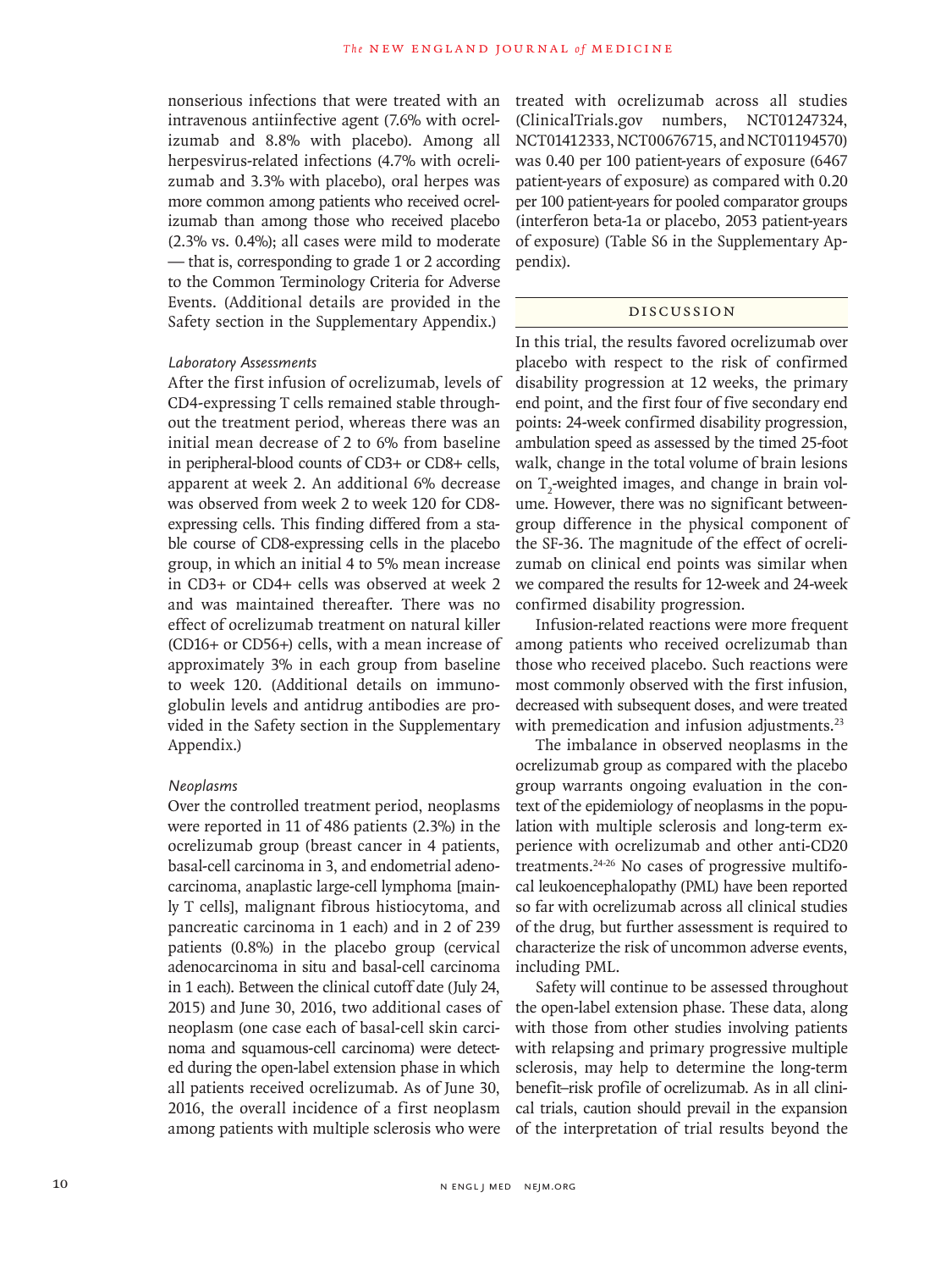nonserious infections that were treated with an intravenous antiinfective agent (7.6% with ocrelizumab and 8.8% with placebo). Among all herpesvirus-related infections (4.7% with ocrelizumab and 3.3% with placebo), oral herpes was more common among patients who received ocrelizumab than among those who received placebo (2.3% vs. 0.4%); all cases were mild to moderate — that is, corresponding to grade 1 or 2 according to the Common Terminology Criteria for Adverse Events. (Additional details are provided in the Safety section in the Supplementary Appendix.)

#### Laboratory Assessments

After the first infusion of ocrelizumab, levels of CD4-expressing T cells remained stable throughout the treatment period, whereas there was an initial mean decrease of 2 to 6% from baseline in peripheral-blood counts of CD3+ or CD8+ cells, apparent at week 2. An additional 6% decrease was observed from week 2 to week 120 for CD8-expressing cells. This finding differed from a stable course of CD8-expressing cells in the placebo group, in which an initial 4 to 5% mean increase in CD3+ or CD4+ cells was observed at week 2 and was maintained thereafter. There was no effect of ocrelizumab treatment on natural killer (CD16+ or CD56+) cells, with a mean increase of approximately 3% in each group from baseline to week 120. (Additional details on immunoglobulin levels and antidrug antibodies are provided in the Safety section in the Supplementary Appendix.)

#### Neoplasms

Over the controlled treatment period, neoplasms were reported in 11 of 486 patients (2.3%) in the ocrelizumab group (breast cancer in 4 patients, basal-cell carcinoma in 3, and endometrial adenocarcinoma, anaplastic large-cell lymphoma [mainly T cells], malignant fibrous histiocytoma, and pancreatic carcinoma in 1 each) and in 2 of 239 patients (0.8%) in the placebo group (cervical adenocarcinoma in situ and basal-cell carcinoma in 1 each). Between the clinical cutoff date (July 24, 2015) and June 30, 2016, two additional cases of neoplasm (one case each of basal-cell skin carcinoma and squamous-cell carcinoma) were detected during the open-label extension phase in which all patients received ocrelizumab. As of June 30, 2016, the overall incidence of a first neoplasm among patients with multiple sclerosis who were treated with ocrelizumab across all studies (ClinicalTrials.gov numbers, NCT01247324, NCT01412333, NCT00676715, and NCT01194570) was 0.40 per 100 patient-years of exposure (6467 patient-years of exposure) as compared with 0.20 per 100 patient-years for pooled comparator groups (interferon beta-1a or placebo, 2053 patient-years of exposure) (Table S6 in the Supplementary Appendix).

## Discussion

In this trial, the results favored ocrelizumab over placebo with respect to the risk of confirmed disability progression at 12 weeks, the primary end point, and the first four of five secondary end points: 24-week confirmed disability progression, ambulation speed as assessed by the timed 25-foot walk, change in the total volume of brain lesions on $T_2$-weighted images, and change in brain volume. However, there was no significant between-group difference in the physical component of the SF-36. The magnitude of the effect of ocrelizumab on clinical end points was similar when we compared the results for 12-week and 24-week confirmed disability progression.

Infusion-related reactions were more frequent among patients who received ocrelizumab than those who received placebo. Such reactions were most commonly observed with the first infusion, decreased with subsequent doses, and were treated with premedication and infusion adjustments.[23]

The imbalance in observed neoplasms in the ocrelizumab group as compared with the placebo group warrants ongoing evaluation in the context of the epidemiology of neoplasms in the population with multiple sclerosis and long-term experience with ocrelizumab and other anti-CD20 treatments.[24-26] No cases of progressive multifocal leukoencephalopathy (PML) have been reported so far with ocrelizumab across all clinical studies of the drug, but further assessment is required to characterize the risk of uncommon adverse events, including PML.

Safety will continue to be assessed throughout the open-label extension phase. These data, along with those from other studies involving patients with relapsing and primary progressive multiple sclerosis, may help to determine the long-term benefit–risk profile of ocrelizumab. As in all clinical trials, caution should prevail in the expansion of the interpretation of trial results beyond the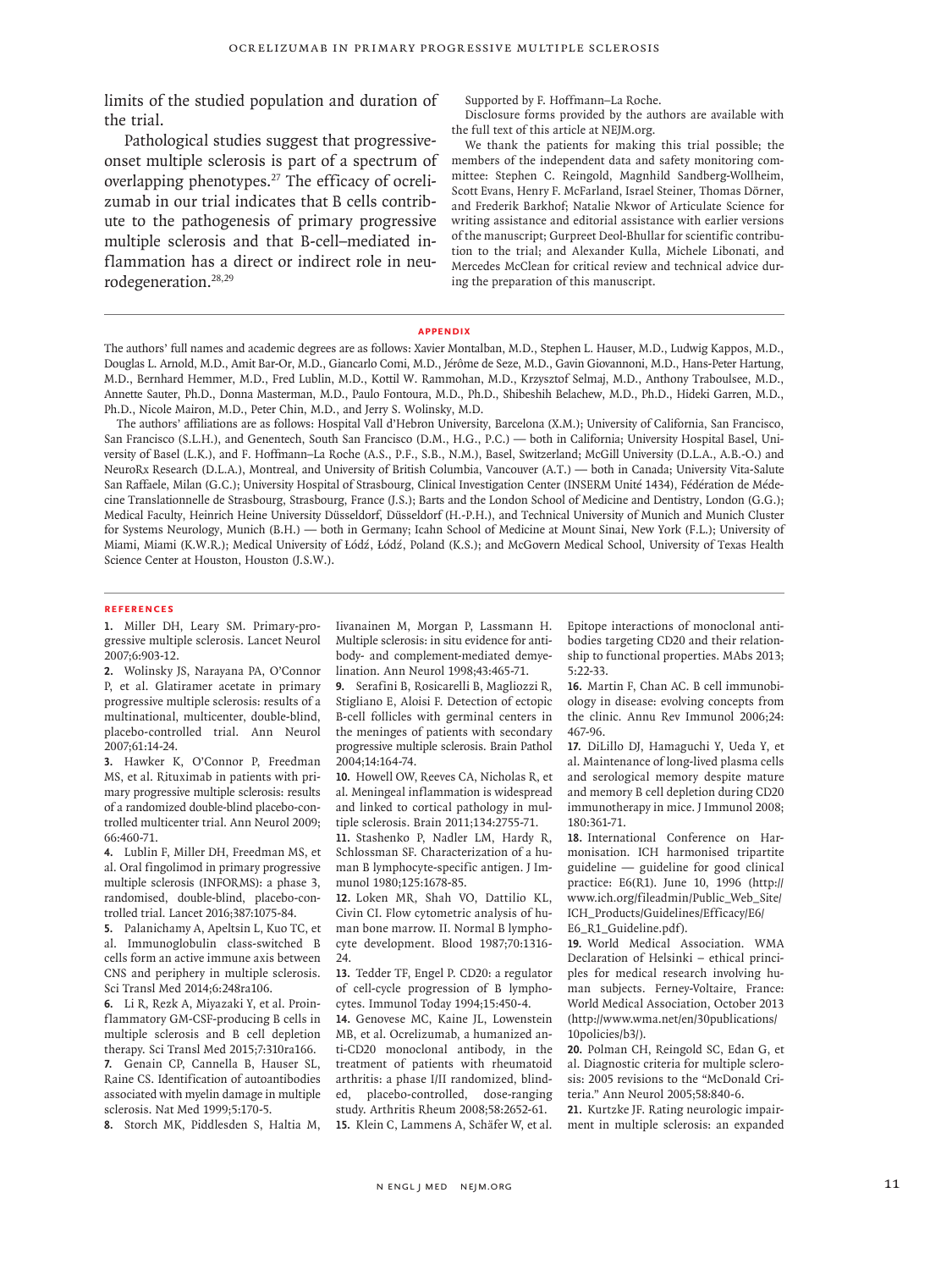limits of the studied population and duration of the trial.

Pathological studies suggest that progressive-onset multiple sclerosis is part of a spectrum of overlapping phenotypes.[27] The efficacy of ocrelizumab in our trial indicates that B cells contribute to the pathogenesis of primary progressive multiple sclerosis and that B-cell–mediated inflammation has a direct or indirect role in neurodegeneration.[28,29]

Supported by F. Hoffmann–La Roche.

Disclosure forms provided by the authors are available with the full text of this article at NEJM.org.

We thank the patients for making this trial possible; the members of the independent data and safety monitoring committee: Stephen C. Reingold, Magnhild Sandberg-Wollheim, Scott Evans, Henry F. McFarland, Israel Steiner, Thomas Dörner, and Frederik Barkhof; Natalie Nkwor of Articulate Science for writing assistance and editorial assistance with earlier versions of the manuscript; Gurpreet Deol-Bhullar for scientific contribution to the trial; and Alexander Kulla, Michele Libonati, and Mercedes McClean for critical review and technical advice during the preparation of this manuscript.

## APPENDIX

The authors' full names and academic degrees are as follows: Xavier Montalban, M.D., Stephen L. Hauser, M.D., Ludwig Kappos, M.D., Douglas L. Arnold, M.D., Amit Bar-Or, M.D., Giancarlo Comi, M.D., Jérôme de Seze, M.D., Gavin Giovannoni, M.D., Hans-Peter Hartung, M.D., Bernhard Hemmer, M.D., Fred Lublin, M.D., Kottil W. Rammohan, M.D., Krzysztof Selmaj, M.D., Anthony Traboulsee, M.D., Annette Sauter, Ph.D., Donna Masterman, M.D., Paulo Fontoura, M.D., Ph.D., Shibeshih Belachew, M.D., Ph.D., Hideki Garren, M.D., Ph.D., Nicole Mairon, M.D., Peter Chin, M.D., and Jerry S. Wolinsky, M.D.

The authors' affiliations are as follows: Hospital Vall d'Hebron University, Barcelona (X.M.); University of California, San Francisco, San Francisco (S.L.H.), and Genentech, South San Francisco (D.M., H.G., P.C.) — both in California; University Hospital Basel, University of Basel (L.K.), and F. Hoffmann–La Roche (A.S., P.F., S.B., N.M.), Basel, Switzerland; McGill University (D.L.A., A.B.-O.) and NeuroRx Research (D.L.A.), Montreal, and University of British Columbia, Vancouver (A.T.) — both in Canada; University Vita-Salute San Raffaele, Milan (G.C.); University Hospital of Strasbourg, Clinical Investigation Center (INSERM Unité 1434), Fédération de Médecine Translationnelle de Strasbourg, Strasbourg, France (J.S.); Barts and the London School of Medicine and Dentistry, London (G.G.); Medical Faculty, Heinrich Heine University Düsseldorf, Düsseldorf (H.-P.H.), and Technical University of Munich and Munich Cluster for Systems Neurology, Munich (B.H.) — both in Germany; Icahn School of Medicine at Mount Sinai, New York (F.L.); University of Miami, Miami (K.W.R.); Medical University of Łódź, Łódź, Poland (K.S.); and McGovern Medical School, University of Texas Health Science Center at Houston, Houston (J.S.W.).

## REFERENCES

1. Miller DH, Leary SM. Primary-progressive multiple sclerosis. Lancet Neurol 2007;6:903-12.
2. Wolinsky JS, Narayana PA, O'Connor P, et al. Glatiramer acetate in primary progressive multiple sclerosis: results of a multinational, multicenter, double-blind, placebo-controlled trial. Ann Neurol 2007;61:14-24.
3. Hawker K, O'Connor P, Freedman MS, et al. Rituximab in patients with primary progressive multiple sclerosis: results of a randomized double-blind placebo-controlled multicenter trial. Ann Neurol 2009;66:460-71.
4. Lublin F, Miller DH, Freedman MS, et al. Oral fingolimod in primary progressive multiple sclerosis (INFORMS): a phase 3, randomised, double-blind, placebo-controlled trial. Lancet 2016;387:1075-84.
5. Palanichamy A, Apeltsin L, Kuo TC, et al. Immunoglobulin class-switched B cells form an active immune axis between CNS and periphery in multiple sclerosis. Sci Transl Med 2014;6:248ra106.
6. Li R, Rezk A, Miyazaki Y, et al. Proinflammatory GM-CSF-producing B cells in multiple sclerosis and B cell depletion therapy. Sci Transl Med 2015;7:310ra166.
7. Genain CP, Cannella B, Hauser SL, Raine CS. Identification of autoantibodies associated with myelin damage in multiple sclerosis. Nat Med 1999;5:170-5.
8. Storch MK, Piddlesden S, Haltia M, Iivanainen M, Morgan P, Lassmann H. Multiple sclerosis: in situ evidence for antibody- and complement-mediated demyelination. Ann Neurol 1998;43:465-71.
9. Serafini B, Rosicarelli B, Magliozzi R, Stigliano E, Aloisi F. Detection of ectopic B-cell follicles with germinal centers in the meninges of patients with secondary progressive multiple sclerosis. Brain Pathol 2004;14:164-74.
10. Howell OW, Reeves CA, Nicholas R, et al. Meningeal inflammation is widespread and linked to cortical pathology in multiple sclerosis. Brain 2011;134:2755-71.
11. Stashenko P, Nadler LM, Hardy R, Schlossman SF. Characterization of a human B lymphocyte-specific antigen. J Immunol 1980;125:1678-85.
12. Loken MR, Shah VO, Dattilio KL, Civin CI. Flow cytometric analysis of human bone marrow. II. Normal B lymphocyte development. Blood 1987;70:1316-24.
13. Tedder TF, Engel P. CD20: a regulator of cell-cycle progression of B lymphocytes. Immunol Today 1994;15:450-4.
14. Genovese MC, Kaine JL, Lowenstein MB, et al. Ocrelizumab, a humanized anti-CD20 monoclonal antibody, in the treatment of patients with rheumatoid arthritis: a phase I/II randomized, blinded, placebo-controlled, dose-ranging study. Arthritis Rheum 2008;58:2652-61.
15. Klein C, Lammens A, Schäfer W, et al. Epitope interactions of monoclonal antibodies targeting CD20 and their relationship to functional properties. MAbs 2013;5:22-33.
16. Martin F, Chan AC. B cell immunobiology in disease: evolving concepts from the clinic. Annu Rev Immunol 2006;24:467-96.
17. DiLillo DJ, Hamaguchi Y, Ueda Y, et al. Maintenance of long-lived plasma cells and serological memory despite mature and memory B cell depletion during CD20 immunotherapy in mice. J Immunol 2008;180:361-71.
18. International Conference on Harmonisation. ICH harmonised tripartite guideline — guideline for good clinical practice: E6(R1). June 10, 1996 (http://www.ich.org/fileadmin/Public_Web_Site/ICH_Products/Guidelines/Efficacy/E6/E6_R1_Guideline.pdf).
19. World Medical Association. WMA Declaration of Helsinki – ethical principles for medical research involving human subjects. Ferney-Voltaire, France: World Medical Association, October 2013 (http://www.wma.net/en/30publications/10policies/b3/).
20. Polman CH, Reingold SC, Edan G, et al. Diagnostic criteria for multiple sclerosis: 2005 revisions to the "McDonald Criteria." Ann Neurol 2005;58:840-6.
21. Kurtzke JF. Rating neurologic impairment in multiple sclerosis: an expanded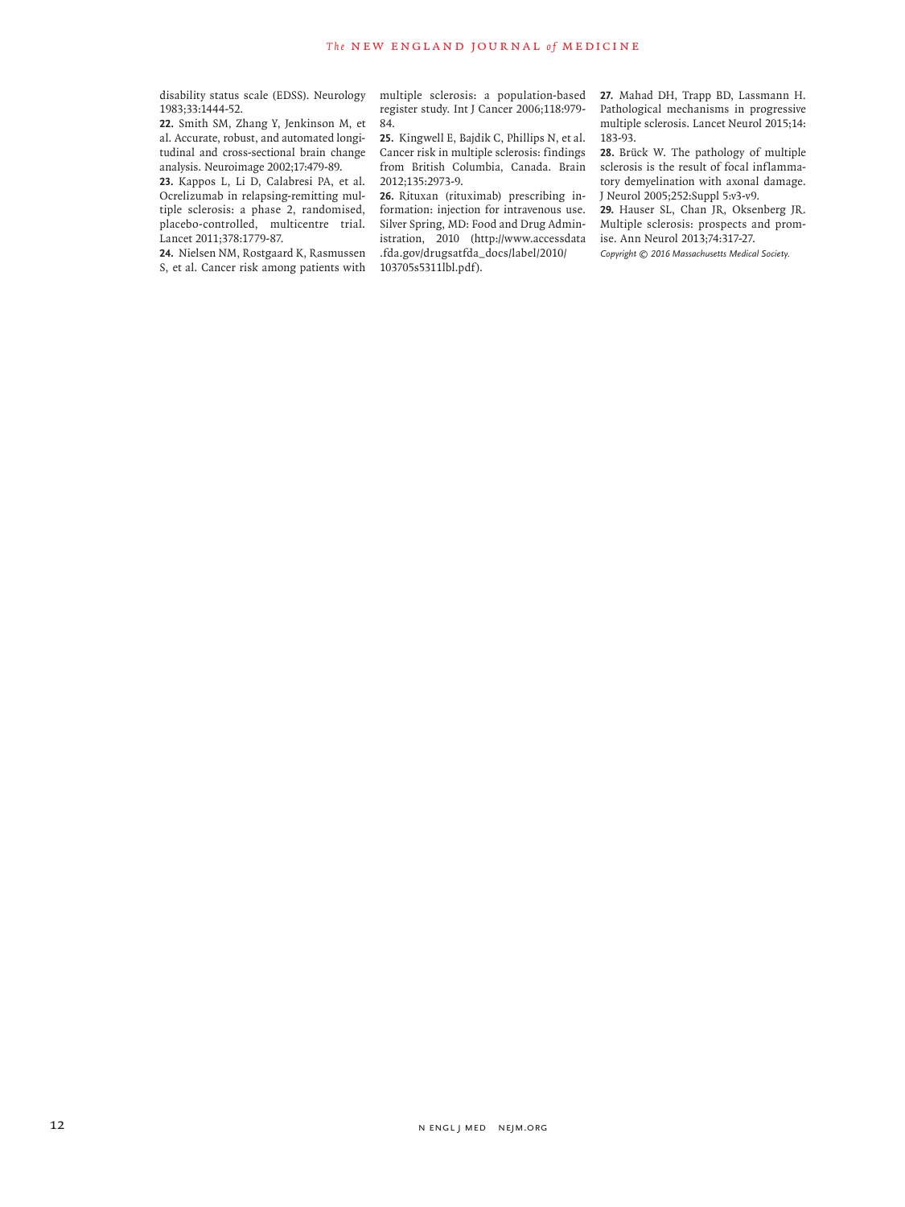disability status scale (EDSS). Neurology 1983;33:1444-52.

**22.** Smith SM, Zhang Y, Jenkinson M, et al. Accurate, robust, and automated longitudinal and cross-sectional brain change analysis. Neuroimage 2002;17:479-89.

**23.** Kappos L, Li D, Calabresi PA, et al. Ocrelizumab in relapsing-remitting multiple sclerosis: a phase 2, randomised, placebo-controlled, multicentre trial. Lancet 2011;378:1779-87.

**24.** Nielsen NM, Rostgaard K, Rasmussen S, et al. Cancer risk among patients with multiple sclerosis: a population-based register study. Int J Cancer 2006;118:979-84.

**25.** Kingwell E, Bajdik C, Phillips N, et al. Cancer risk in multiple sclerosis: findings from British Columbia, Canada. Brain 2012;135:2973-9.

**26.** Rituxan (rituximab) prescribing information: injection for intravenous use. Silver Spring, MD: Food and Drug Administration, 2010 (http://www.accessdata.fda.gov/drugsatfda_docs/label/2010/103705s5311lbl.pdf).

**27.** Mahad DH, Trapp BD, Lassmann H. Pathological mechanisms in progressive multiple sclerosis. Lancet Neurol 2015;14:183-93.

**28.** Brück W. The pathology of multiple sclerosis is the result of focal inflammatory demyelination with axonal damage. J Neurol 2005;252:Suppl 5:v3-v9.

**29.** Hauser SL, Chan JR, Oksenberg JR. Multiple sclerosis: prospects and promise. Ann Neurol 2013;74:317-27.

*Copyright © 2016 Massachusetts Medical Society.*